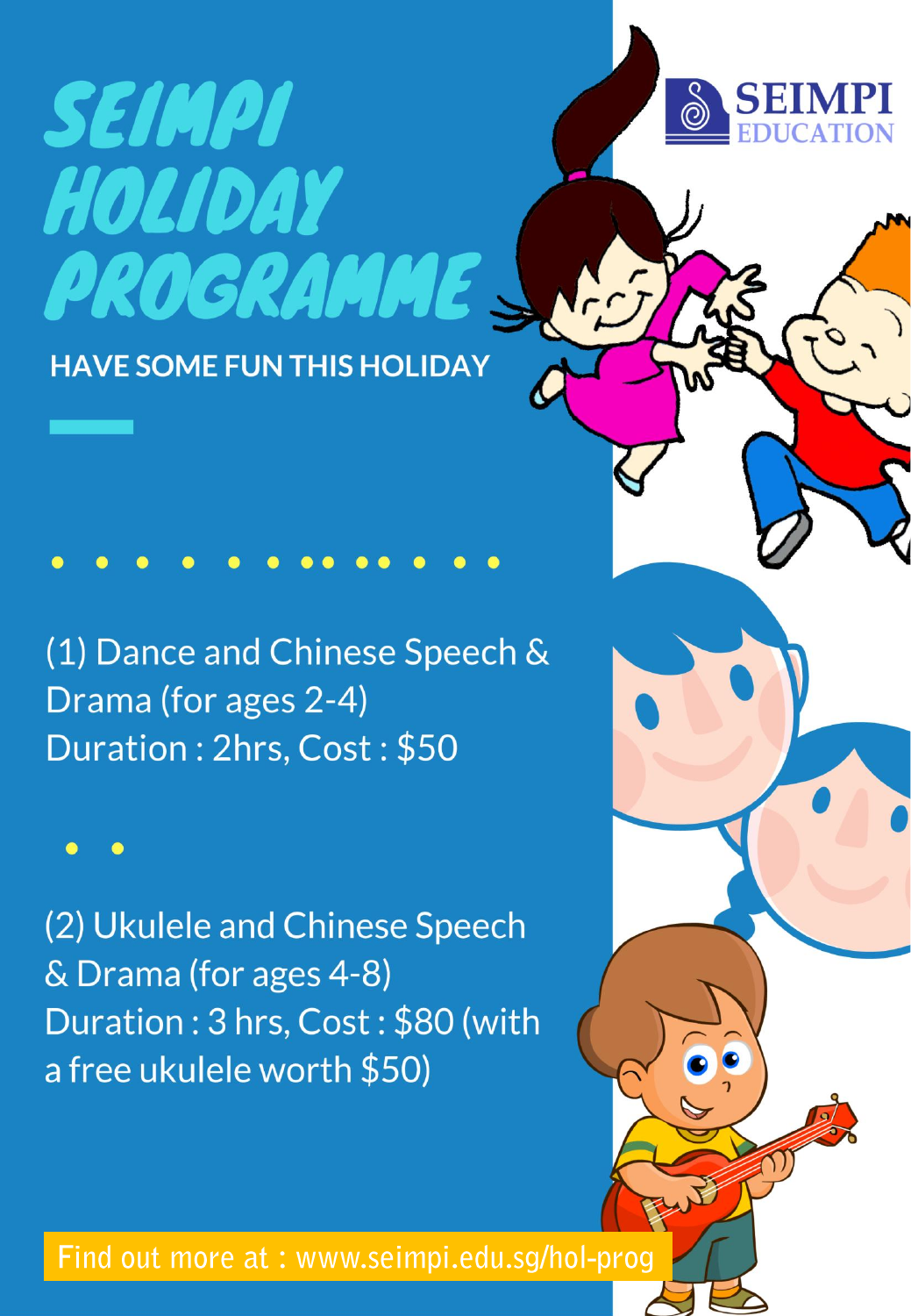# SEIMPI HOLIDAY PROGRAMME

SEIMPI EDUCATION

**HAVE SOME FUN THIS HOLIDAY**

(1) Dance and Chinese Speech & Drama (for ages 2-4)
Duration : 2hrs, Cost : $50

(2) Ukulele and Chinese Speech & Drama (for ages 4-8)
Duration : 3 hrs, Cost : $80 (with a free ukulele worth $50)

Find out more at : www.seimpi.edu.sg/hol-prog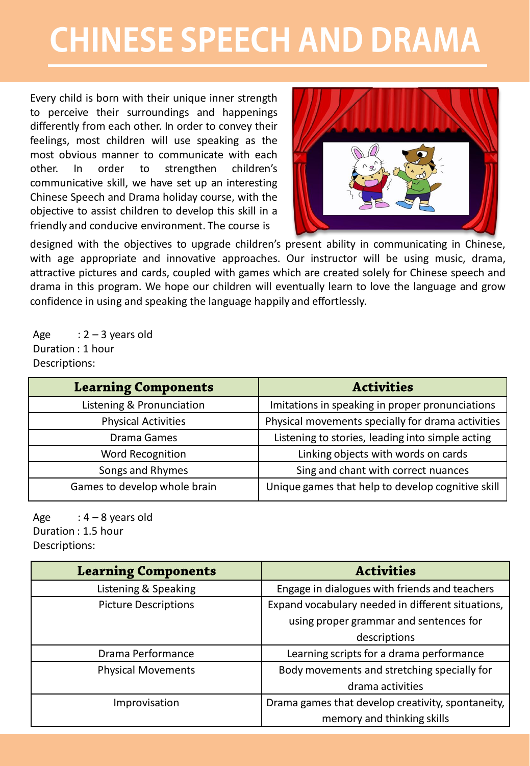# CHINESE SPEECH AND DRAMA

Every child is born with their unique inner strength to perceive their surroundings and happenings differently from each other. In order to convey their feelings, most children will use speaking as the most obvious manner to communicate with each other. In order to strengthen children's communicative skill, we have set up an interesting Chinese Speech and Drama holiday course, with the objective to assist children to develop this skill in a friendly and conducive environment. The course is designed with the objectives to upgrade children's present ability in communicating in Chinese, with age appropriate and innovative approaches. Our instructor will be using music, drama, attractive pictures and cards, coupled with games which are created solely for Chinese speech and drama in this program. We hope our children will eventually learn to love the language and grow confidence in using and speaking the language happily and effortlessly.

Age : 2 – 3 years old
Duration : 1 hour
Descriptions:

| Learning Components | Activities |
|---|---|
| Listening & Pronunciation | Imitations in speaking in proper pronunciations |
| Physical Activities | Physical movements specially for drama activities |
| Drama Games | Listening to stories, leading into simple acting |
| Word Recognition | Linking objects with words on cards |
| Songs and Rhymes | Sing and chant with correct nuances |
| Games to develop whole brain | Unique games that help to develop cognitive skill |

Age : 4 – 8 years old
Duration : 1.5 hour
Descriptions:

| Learning Components | Activities |
|---|---|
| Listening & Speaking | Engage in dialogues with friends and teachers |
| Picture Descriptions | Expand vocabulary needed in different situations, using proper grammar and sentences for descriptions |
| Drama Performance | Learning scripts for a drama performance |
| Physical Movements | Body movements and stretching specially for drama activities |
| Improvisation | Drama games that develop creativity, spontaneity, memory and thinking skills |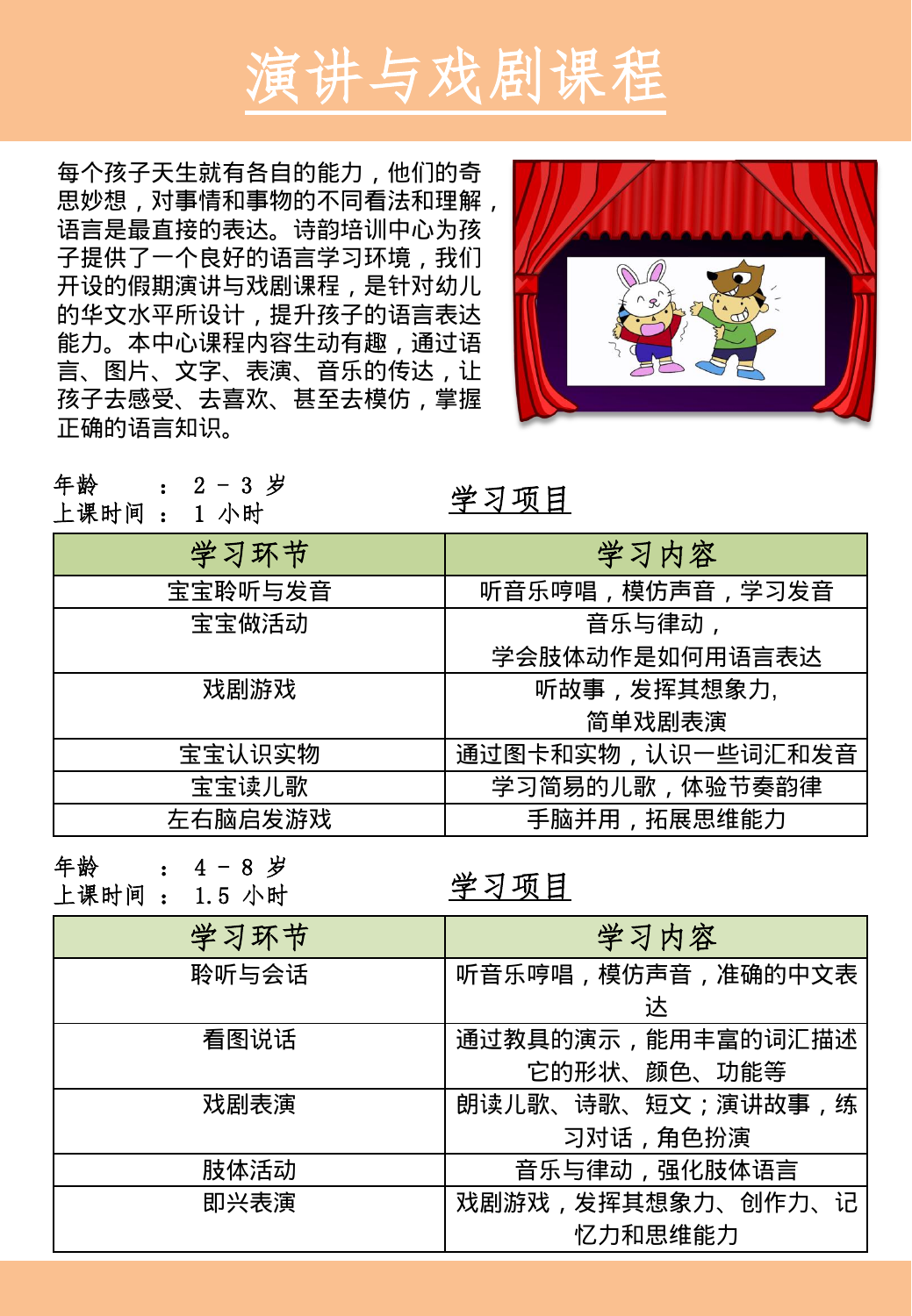# 演讲与戏剧课程

每个孩子天生就有各自的能力，他们的奇思妙想，对事情和事物的不同看法和理解，语言是最直接的表达。诗韵培训中心为孩子提供了一个良好的语言学习环境，我们开设的假期演讲与戏剧课程，是针对幼儿的华文水平所设计，提升孩子的语言表达能力。本中心课程内容生动有趣，通过语言、图片、文字、表演、音乐的传达，让孩子去感受、去喜欢、甚至去模仿，掌握正确的语言知识。

年龄　　：2 – 3 岁
上课时间：1 小时

## 学习项目

| 学习环节 | 学习内容 |
| --- | --- |
| 宝宝聆听与发音 | 听音乐哼唱，模仿声音，学习发音 |
| 宝宝做活动 | 音乐与律动，学会肢体动作是如何用语言表达 |
| 戏剧游戏 | 听故事，发挥其想象力，简单戏剧表演 |
| 宝宝认识实物 | 通过图卡和实物，认识一些词汇和发音 |
| 宝宝读儿歌 | 学习简易的儿歌，体验节奏韵律 |
| 左右脑启发游戏 | 手脑并用，拓展思维能力 |

年龄　　：4 – 8 岁
上课时间：1.5 小时

## 学习项目

| 学习环节 | 学习内容 |
| --- | --- |
| 聆听与会话 | 听音乐哼唱，模仿声音，准确的中文表达 |
| 看图说话 | 通过教具的演示，能用丰富的词汇描述它的形状、颜色、功能等 |
| 戏剧表演 | 朗读儿歌、诗歌、短文；演讲故事，练习对话，角色扮演 |
| 肢体活动 | 音乐与律动，强化肢体语言 |
| 即兴表演 | 戏剧游戏，发挥其想象力、创作力、记忆力和思维能力 |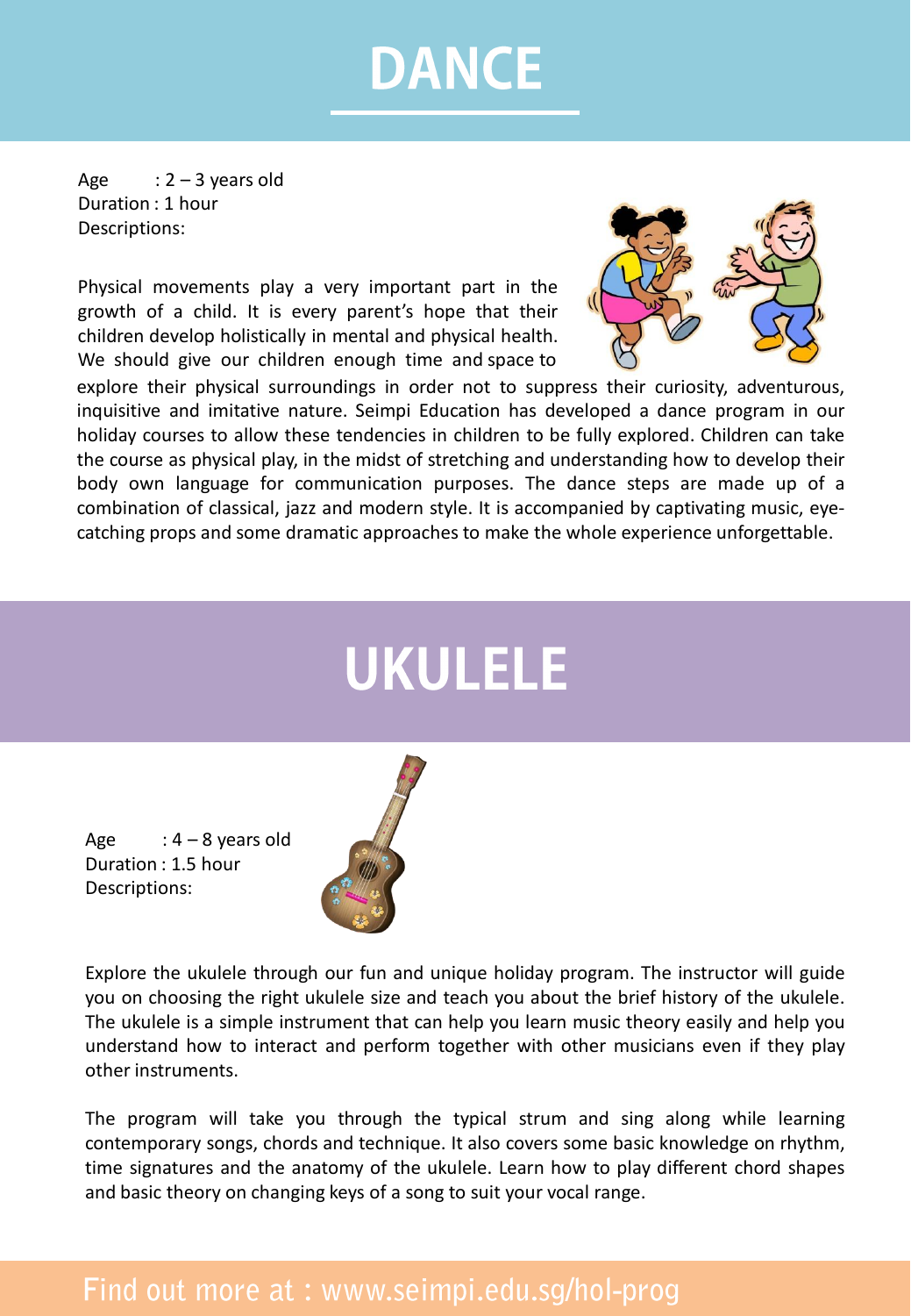# DANCE

Age : 2 – 3 years old
Duration : 1 hour
Descriptions:

Physical movements play a very important part in the growth of a child. It is every parent's hope that their children develop holistically in mental and physical health. We should give our children enough time and space to explore their physical surroundings in order not to suppress their curiosity, adventurous, inquisitive and imitative nature. Seimpi Education has developed a dance program in our holiday courses to allow these tendencies in children to be fully explored. Children can take the course as physical play, in the midst of stretching and understanding how to develop their body own language for communication purposes. The dance steps are made up of a combination of classical, jazz and modern style. It is accompanied by captivating music, eye-catching props and some dramatic approaches to make the whole experience unforgettable.

# UKULELE

Age : 4 – 8 years old
Duration : 1.5 hour
Descriptions:

Explore the ukulele through our fun and unique holiday program. The instructor will guide you on choosing the right ukulele size and teach you about the brief history of the ukulele. The ukulele is a simple instrument that can help you learn music theory easily and help you understand how to interact and perform together with other musicians even if they play other instruments.

The program will take you through the typical strum and sing along while learning contemporary songs, chords and technique. It also covers some basic knowledge on rhythm, time signatures and the anatomy of the ukulele. Learn how to play different chord shapes and basic theory on changing keys of a song to suit your vocal range.

Find out more at : www.seimpi.edu.sg/hol-prog